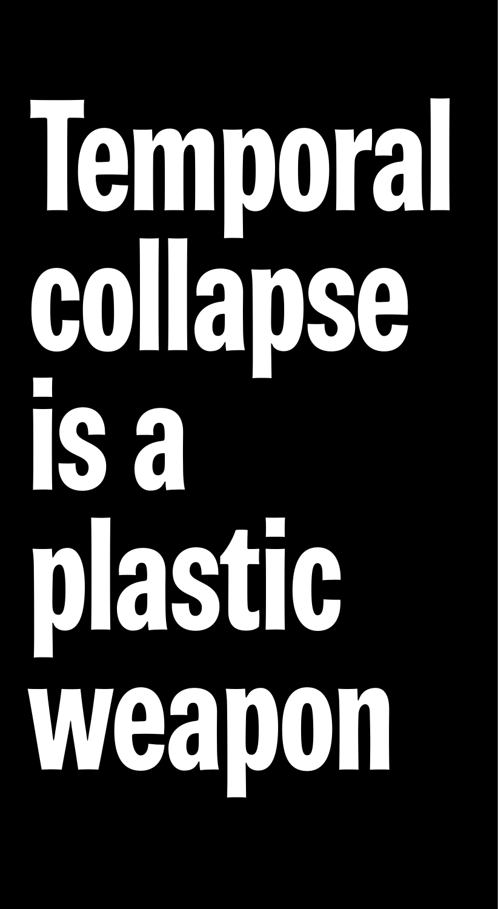# Temporal collapse is a plastic weapon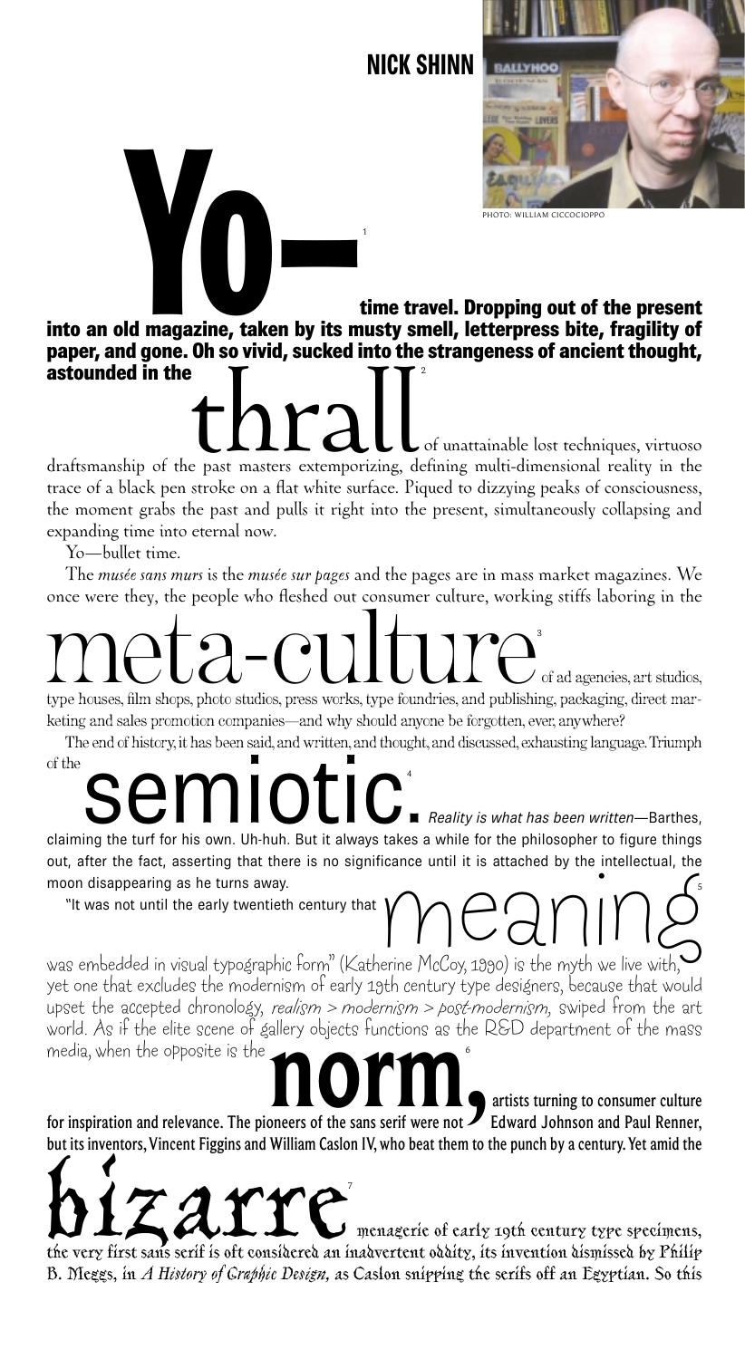# NICK SHINN

PHOTO: WILLIAM CICCOCIOPPO

**Yo—**[1] **time travel. Dropping out of the present into an old magazine, taken by its musty smell, letterpress bite, fragility of paper, and gone. Oh so vivid, sucked into the strangeness of ancient thought, astounded in the** thrall[2] of unattainable lost techniques, virtuoso draftsmanship of the past masters extemporizing, defining multi-dimensional reality in the trace of a black pen stroke on a flat white surface. Piqued to dizzying peaks of consciousness, the moment grabs the past and pulls it right into the present, simultaneously collapsing and expanding time into eternal now.

Yo—bullet time.

The *musée sans murs* is the *musée sur pages* and the pages are in mass market magazines. We once were they, the people who fleshed out consumer culture, working stiffs laboring in the meta-culture[3] of ad agencies, art studios, type houses, film shops, photo studios, press works, type foundries, and publishing, packaging, direct marketing and sales promotion companies—and why should anyone be forgotten, ever, anywhere?

The end of history, it has been said, and written, and thought, and discussed, exhausting language. Triumph of the semiotic.[4] *Reality is what has been written*—Barthes, claiming the turf for his own. Uh-huh. But it always takes a while for the philosopher to figure things out, after the fact, asserting that there is no significance until it is attached by the intellectual, the moon disappearing as he turns away.

"It was not until the early twentieth century that meaning[5] was embedded in visual typographic form" (Katherine McCoy, 1990) is the myth we live with, yet one that excludes the modernism of early 19th century type designers, because that would upset the accepted chronology, *realism > modernism > post-modernism*, swiped from the art world. As if the elite scene of gallery objects functions as the R&D department of the mass media, when the opposite is the **norm,**[6] **artists turning to consumer culture for inspiration and relevance. The pioneers of the sans serif were not Edward Johnson and Paul Renner, but its inventors, Vincent Figgins and William Caslon IV, who beat them to the punch by a century. Yet amid the** bizarre[7] menagerie of early 19th century type specimens, the very first sans serif is oft considered an inadvertent oddity, its invention dismissed by Philip B. Meggs, in *A History of Graphic Design*, as Caslon snipping the serifs off an Egyptian. So this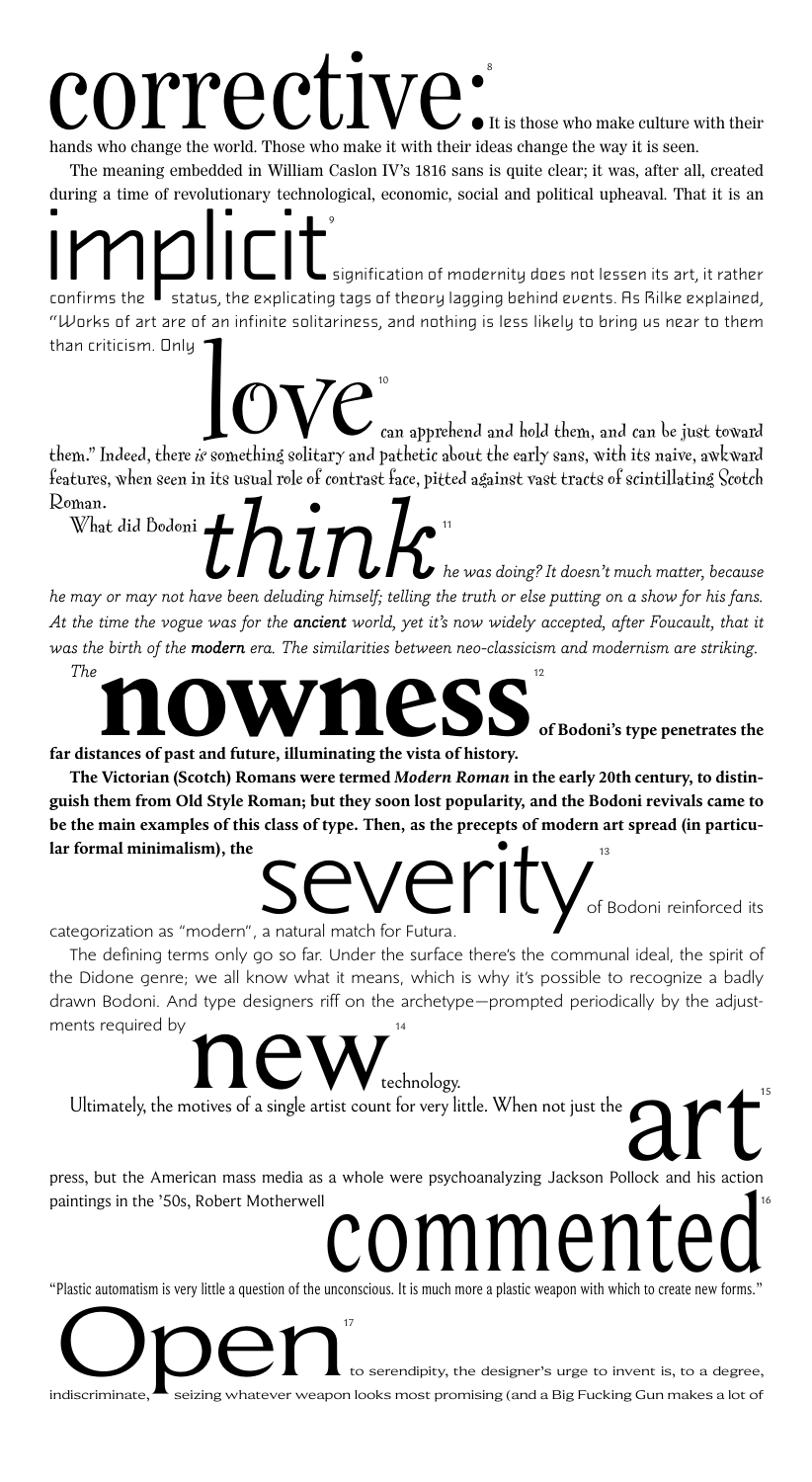**corrective**[8] It is those who make culture with their hands who change the world. Those who make it with their ideas change the way it is seen.

The meaning embedded in William Caslon IV's 1816 sans is quite clear; it was, after all, created during a time of revolutionary technological, economic, social and political upheaval. That it is an **implicit**[9] signification of modernity does not lessen its art, it rather confirms the status, the explicating tags of theory lagging behind events. As Rilke explained, "Works of art are of an infinite solitariness, and nothing is less likely to bring us near to them than criticism. Only **love**[10] can apprehend and hold them, and can be just toward them." Indeed, there *is* something solitary and pathetic about the early sans, with its naive, awkward features, when seen in its usual role of contrast face, pitted against vast tracts of scintillating Scotch Roman.

What did Bodoni ***think***[11] *he was doing? It doesn't much matter, because he may or may not have been deluding himself; telling the truth or else putting on a show for his fans. At the time the vogue was for the* ***ancient*** *world, yet it's now widely accepted, after Foucault, that it was the birth of the* ***modern*** *era. The similarities between neo-classicism and modernism are striking.*

*The* **nowness**[12] **of Bodoni's type penetrates the far distances of past and future, illuminating the vista of history.**

**The Victorian (Scotch) Romans were termed *Modern Roman* in the early 20th century, to distinguish them from Old Style Roman; but they soon lost popularity, and the Bodoni revivals came to be the main examples of this class of type. Then, as the precepts of modern art spread (in particular formal minimalism), the** severity[13] of Bodoni reinforced its categorization as "modern", a natural match for Futura.

The defining terms only go so far. Under the surface there's the communal ideal, the spirit of the Didone genre; we all know what it means, which is why it's possible to recognize a badly drawn Bodoni. And type designers riff on the archetype—prompted periodically by the adjustments required by **new**[14] technology.

Ultimately, the motives of a single artist count for very little. When not just the **art**[15] press, but the American mass media as a whole were psychoanalyzing Jackson Pollock and his action paintings in the '50s, Robert Motherwell **commented**[16] "Plastic automatism is very little a question of the unconscious. It is much more a plastic weapon with which to create new forms."

**Open**[17] to serendipity, the designer's urge to invent is, to a degree, indiscriminate, seizing whatever weapon looks most promising (and a Big Fucking Gun makes a lot of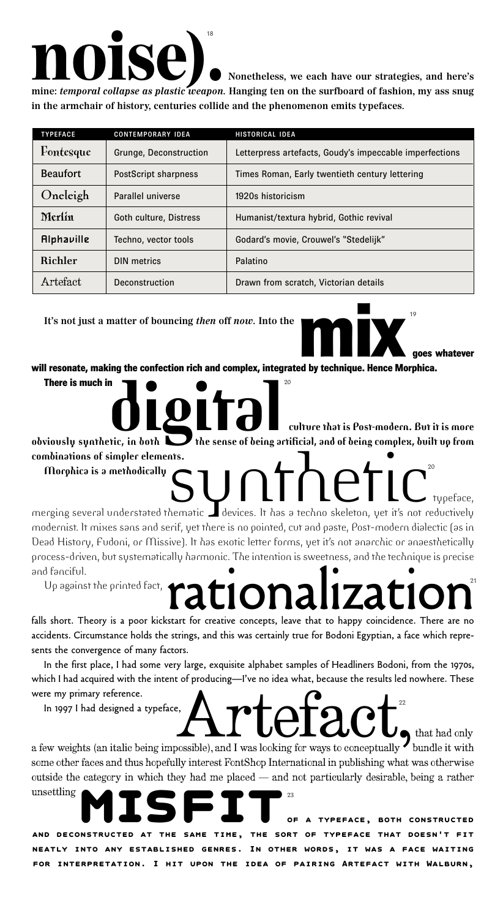**noise).**[18] **Nonetheless, we each have our strategies, and here's mine: *temporal collapse as plastic weapon.* Hanging ten on the surfboard of fashion, my ass snug in the armchair of history, centuries collide and the phenomenon emits typefaces.**

| TYPEFACE | CONTEMPORARY IDEA | HISTORICAL IDEA |
|---|---|---|
| Fontesque | Grunge, Deconstruction | Letterpress artefacts, Goudy's impeccable imperfections |
| Beaufort | PostScript sharpness | Times Roman, Early twentieth century lettering |
| Oneleigh | Parallel universe | 1920s historicism |
| Merlin | Goth culture, Distress | Humanist/textura hybrid, Gothic revival |
| Alphaville | Techno, vector tools | Godard's movie, Crouwel's "Stedelijk" |
| Richler | DIN metrics | Palatino |
| Artefact | Deconstruction | Drawn from scratch, Victorian details |

**It's not just a matter of bouncing *then* off *now*. Into the mix**[19] **goes whatever will resonate, making the confection rich and complex, integrated by technique. Hence Morphica.**

There is much in **digital**[20] culture that is Post-modern. But it is more obviously synthetic, in both the sense of being artificial, and of being complex, built up from combinations of simpler elements.

Morphica is a methodically **synthetic**[20] typeface, merging several understated thematic devices. It has a techno skeleton, yet it's not reductively modernist. It mixes sans and serif, yet there is no pointed, cut and paste, Post-modern dialectic (as in Dead History, Fudoni, or Missive). It has exotic letter forms, yet it's not anarchic or anaesthetically process-driven, but systematically harmonic. The intention is sweetness, and the technique is precise and fanciful.

Up against the printed fact, **rationalization**[21] falls short. Theory is a poor kickstart for creative concepts, leave that to happy coincidence. There are no accidents. Circumstance holds the strings, and this was certainly true for Bodoni Egyptian, a face which represents the convergence of many factors.

In the first place, I had some very large, exquisite alphabet samples of Headliners Bodoni, from the 1970s, which I had acquired with the intent of producing—I've no idea what, because the results led nowhere. These were my primary reference.

In 1997 I had designed a typeface, **Artefact,**[22] that had only a few weights (an italic being impossible), and I was looking for ways to conceptually bundle it with some other faces and thus hopefully interest FontShop International in publishing what was otherwise outside the category in which they had me placed — and not particularly desirable, being a rather unsettling **MISFIT**[23] OF A TYPEFACE, BOTH CONSTRUCTED AND DECONSTRUCTED AT THE SAME TIME, THE SORT OF TYPEFACE THAT DOESN'T FIT NEATLY INTO ANY ESTABLISHED GENRES. IN OTHER WORDS, IT WAS A FACE WAITING FOR INTERPRETATION. I HIT UPON THE IDEA OF PAIRING ARTEFACT WITH WALBURN,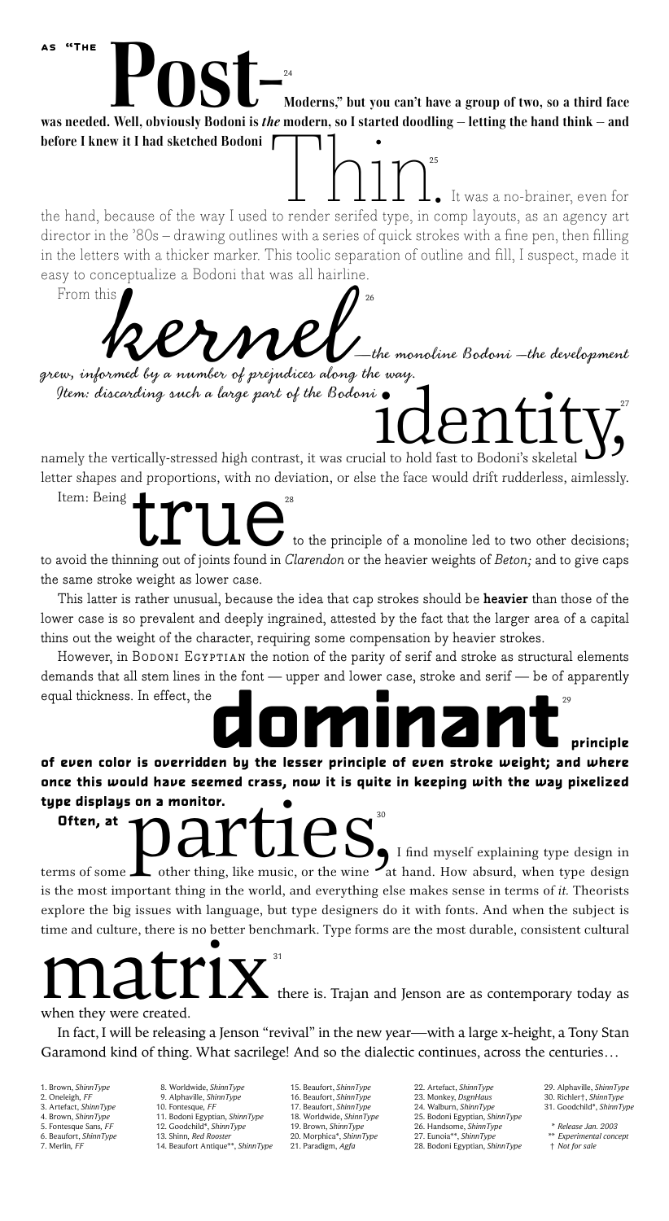AS "THE **Post-**[24] **Moderns," but you can't have a group of two, so a third face was needed. Well, obviously Bodoni is *the* modern, so I started doodling – letting the hand think – and before I knew it I had sketched Bodoni** Thin.[25] It was a no-brainer, even for the hand, because of the way I used to render serifed type, in comp layouts, as an agency art director in the '80s – drawing outlines with a series of quick strokes with a fine pen, then filling in the letters with a thicker marker. This toolic separation of outline and fill, I suspect, made it easy to conceptualize a Bodoni that was all hairline.

From this *kernel*[26] *—the monoline Bodoni —the development grew, informed by a number of prejudices along the way.*

*Item: discarding such a large part of the Bodoni* identity,[27] namely the vertically-stressed high contrast, it was crucial to hold fast to Bodoni's skeletal letter shapes and proportions, with no deviation, or else the face would drift rudderless, aimlessly.

Item: Being true[28] to the principle of a monoline led to two other decisions; to avoid the thinning out of joints found in *Clarendon* or the heavier weights of *Beton;* and to give caps the same stroke weight as lower case.

This latter is rather unusual, because the idea that cap strokes should be **heavier** than those of the lower case is so prevalent and deeply ingrained, attested by the fact that the larger area of a capital thins out the weight of the character, requiring some compensation by heavier strokes.

However, in BODONI EGYPTIAN the notion of the parity of serif and stroke as structural elements demands that all stem lines in the font — upper and lower case, stroke and serif — be of apparently equal thickness. In effect, the **dominant**[29] **principle of even color is overridden by the lesser principle of even stroke weight; and where once this would have seemed crass, now it is quite in keeping with the way pixelized type displays on a monitor.**

**Often, at** parties,[30] I find myself explaining type design in terms of some other thing, like music, or the wine at hand. How absurd, when type design is the most important thing in the world, and everything else makes sense in terms of *it.* Theorists explore the big issues with language, but type designers do it with fonts. And when the subject is time and culture, there is no better benchmark. Type forms are the most durable, consistent cultural matrix[31] there is. Trajan and Jenson are as contemporary today as when they were created.

In fact, I will be releasing a Jenson "revival" in the new year—with a large x-height, a Tony Stan Garamond kind of thing. What sacrilege! And so the dialectic continues, across the centuries…

1. Brown, *ShinnType*
2. Oneleigh, *FF*
3. Artefact, *ShinnType*
4. Brown, *ShinnType*
5. Fontesque Sans, *FF*
6. Beaufort, *ShinnType*
7. Merlin, *FF*
8. Worldwide, *ShinnType*
9. Alphaville, *ShinnType*
10. Fontesque, *FF*
11. Bodoni Egyptian, *ShinnType*
12. Goodchild*, *ShinnType*
13. Shinn, *Red Rooster*
14. Beaufort Antique**, *ShinnType*
15. Beaufort, *ShinnType*
16. Beaufort, *ShinnType*
17. Beaufort, *ShinnType*
18. Worldwide, *ShinnType*
19. Brown, *ShinnType*
20. Morphica*, *ShinnType*
21. Paradigm, *Agfa*
22. Artefact, *ShinnType*
23. Monkey, *DsgnHaus*
24. Walburn, *ShinnType*
25. Bodoni Egyptian, *ShinnType*
26. Handsome, *ShinnType*
27. Eunoia**, *ShinnType*
28. Bodoni Egyptian, *ShinnType*
29. Alphaville, *ShinnType*
30. Richler†, *ShinnType*
31. Goodchild*, *ShinnType*

\* *Release Jan. 2003*
\** *Experimental concept*
† *Not for sale*